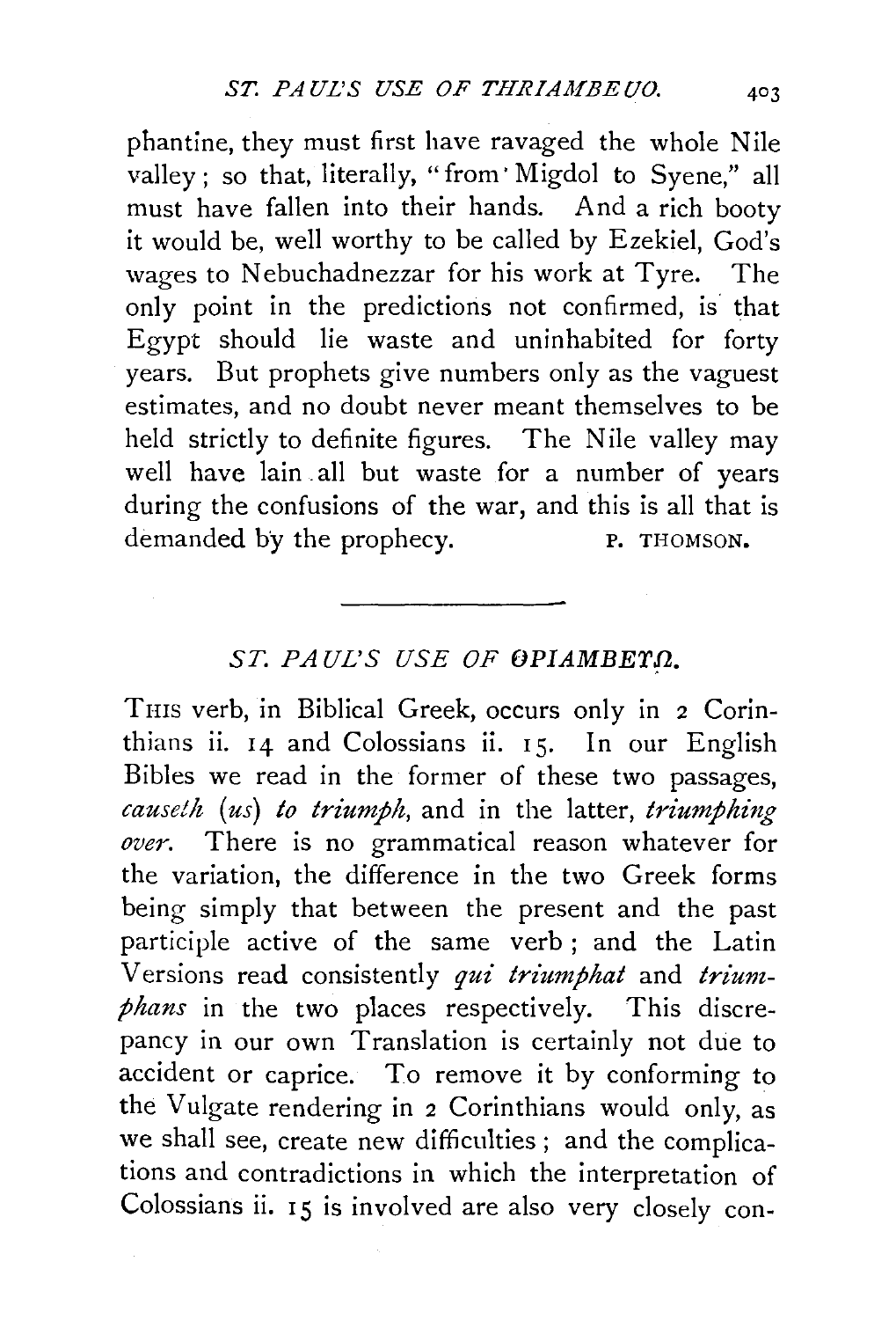phantine, they must first have ravaged the whole Nile valley; so that, literally, "from Migdol to Syene," all must have fallen into their hands. And a rich booty it would be, well worthy to be called by Ezekiel, God's wages to Nebuchadnezzar for his work at Tyre. The only point in the predictions not confirmed, is that Egypt should lie waste and uninhabited for forty years. But prophets give numbers only as the vaguest estimates, and no doubt never meant themselves to be held strictly to definite figures. The Nile valley may well have lain all but waste for a number of years during the confusions of the war, and this is all that is demanded by the prophecy.

P. THOMSON.

---

## *ST. PAUL'S USE OF ΘΡΙΑΜΒΕΥΩ.*

THIS verb, in Biblical Greek, occurs only in 2 Corinthians ii. 14 and Colossians ii. 15. In our English Bibles we read in the former of these two passages, *causeth (us) to triumph*, and in the latter, *triumphing over*. There is no grammatical reason whatever for the variation, the difference in the two Greek forms being simply that between the present and the past participle active of the same verb; and the Latin Versions read consistently *qui triumphat* and *triumphans* in the two places respectively. This discrepancy in our own Translation is certainly not due to accident or caprice. To remove it by conforming to the Vulgate rendering in 2 Corinthians would only, as we shall see, create new difficulties; and the complications and contradictions in which the interpretation of Colossians ii. 15 is involved are also very closely con-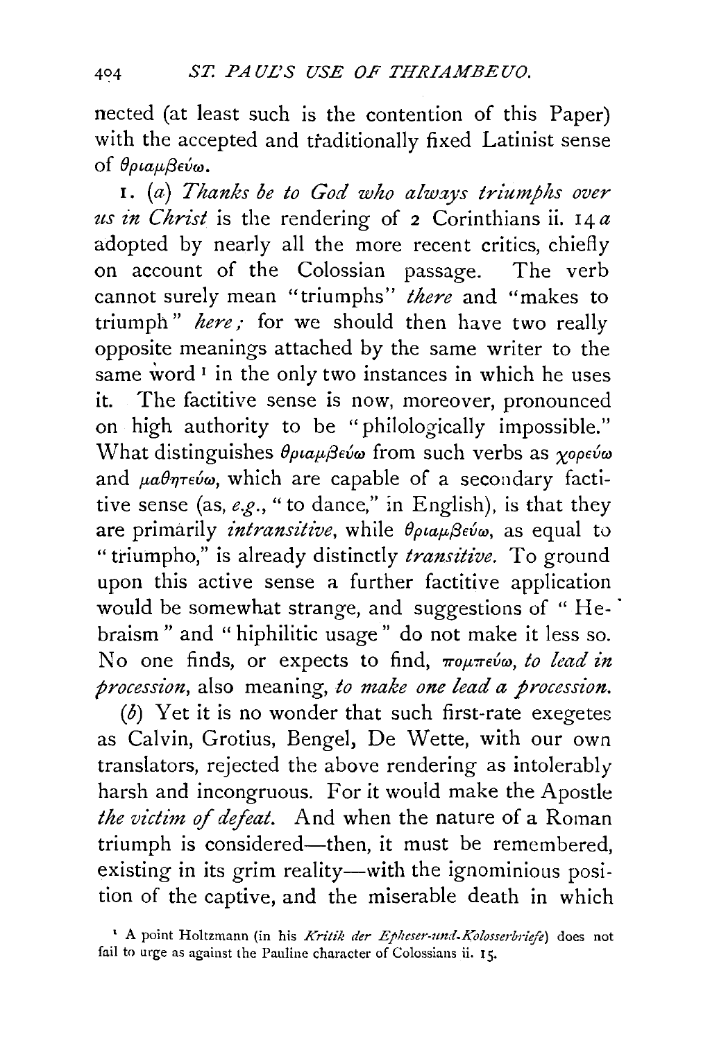nected (at least such is the contention of this Paper) with the accepted and traditionally fixed Latinist sense of θριαμβεύω.

1. (*a*) *Thanks be to God who always triumphs over us in Christ* is the rendering of 2 Corinthians ii. 14 *a* adopted by nearly all the more recent critics, chiefly on account of the Colossian passage. The verb cannot surely mean "triumphs" *there* and "makes to triumph" *here;* for we should then have two really opposite meanings attached by the same writer to the same word [1] in the only two instances in which he uses it. The factitive sense is now, moreover, pronounced on high authority to be "philologically impossible." What distinguishes θριαμβεύω from such verbs as χορεύω and μαθητεύω, which are capable of a secondary factitive sense (as, *e.g.*, "to dance," in English), is that they are primarily *intransitive*, while θριαμβεύω, as equal to "triumpho," is already distinctly *transitive.* To ground upon this active sense a further factitive application would be somewhat strange, and suggestions of "Hebraism" and "hiphilitic usage" do not make it less so. No one finds, or expects to find, πομπεύω, *to lead in procession*, also meaning, *to make one lead a procession.*

(*b*) Yet it is no wonder that such first-rate exegetes as Calvin, Grotius, Bengel, De Wette, with our own translators, rejected the above rendering as intolerably harsh and incongruous. For it would make the Apostle *the victim of defeat.* And when the nature of a Roman triumph is considered—then, it must be remembered, existing in its grim reality—with the ignominious position of the captive, and the miserable death in which

[1] A point Holtzmann (in his *Kritik der Epheser-und-Kolosserbriefe*) does not fail to urge as against the Pauline character of Colossians ii. 15.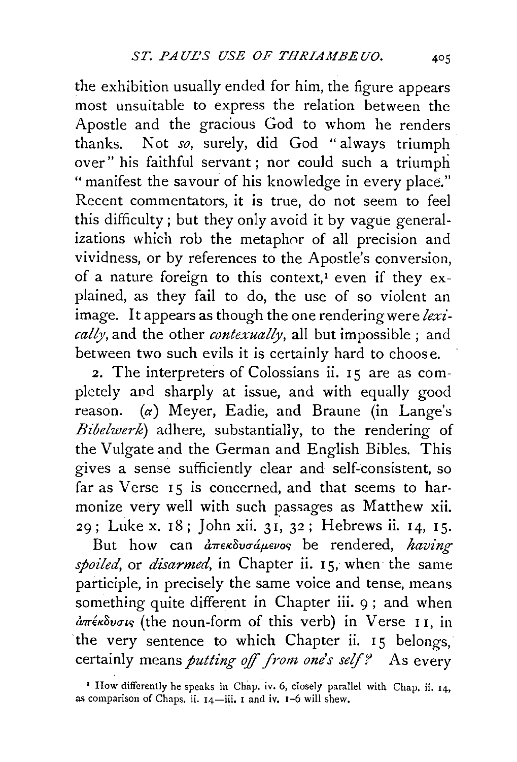the exhibition usually ended for him, the figure appears most unsuitable to express the relation between the Apostle and the gracious God to whom he renders thanks. Not *so*, surely, did God "always triumph over" his faithful servant; nor could such a triumph "manifest the savour of his knowledge in every place." Recent commentators, it is true, do not seem to feel this difficulty; but they only avoid it by vague generalizations which rob the metaphor of all precision and vividness, or by references to the Apostle's conversion, of a nature foreign to this context,[1] even if they explained, as they fail to do, the use of so violent an image. It appears as though the one rendering were *lexically*, and the other *contexually*, all but impossible; and between two such evils it is certainly hard to choose.

2. The interpreters of Colossians ii. 15 are as completely and sharply at issue, and with equally good reason. (α) Meyer, Eadie, and Braune (in Lange's *Bibelwerk*) adhere, substantially, to the rendering of the Vulgate and the German and English Bibles. This gives a sense sufficiently clear and self-consistent, so far as Verse 15 is concerned, and that seems to harmonize very well with such passages as Matthew xii. 29; Luke x. 18; John xii. 31, 32; Hebrews ii. 14, 15.

But how can ἀπεκδυσάμενος be rendered, *having spoiled*, or *disarmed*, in Chapter ii. 15, when the same participle, in precisely the same voice and tense, means something quite different in Chapter iii. 9; and when ἀπέκδυσις (the noun-form of this verb) in Verse 11, in the very sentence to which Chapter ii. 15 belongs, certainly means *putting off from one's self?* As every

[1] How differently he speaks in Chap. iv. 6, closely parallel with Chap. ii. 14, as comparison of Chaps. ii. 14—iii. 1 and iv. 1-6 will shew.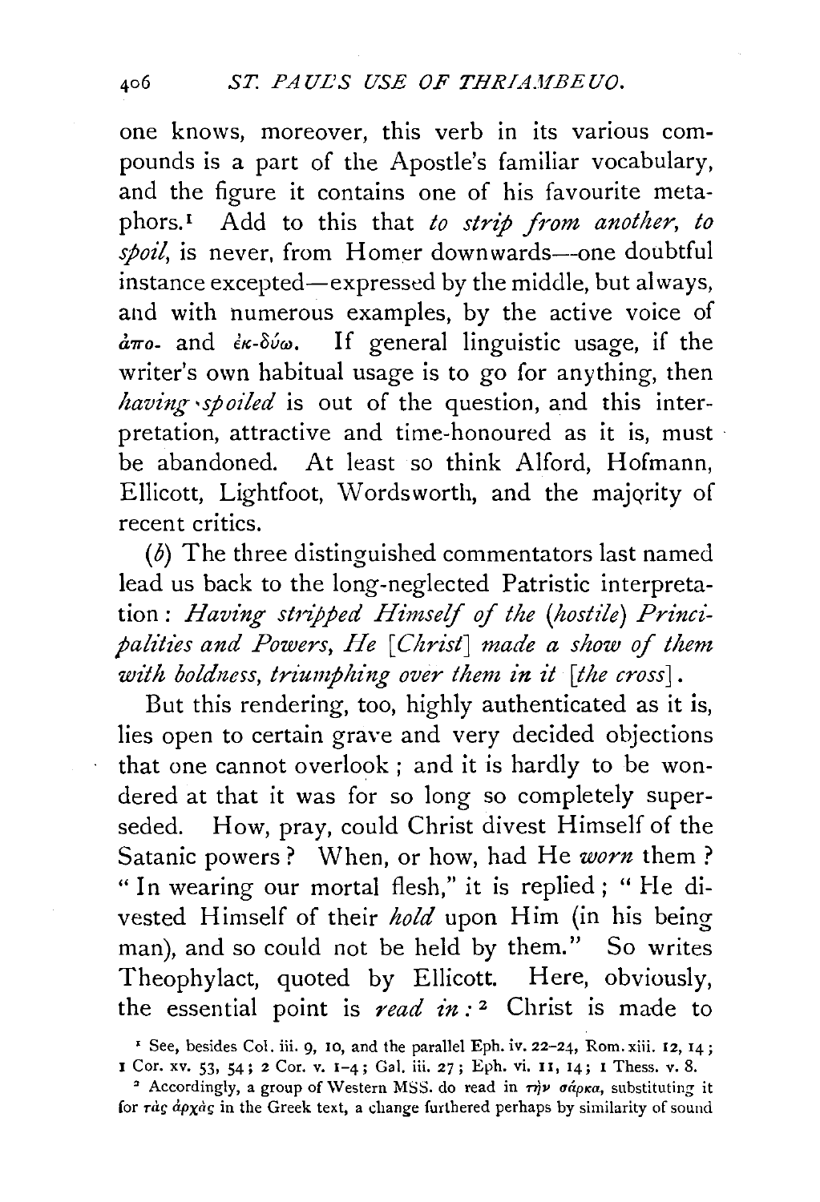one knows, moreover, this verb in its various compounds is a part of the Apostle's familiar vocabulary, and the figure it contains one of his favourite metaphors.[1] Add to this that *to strip from another, to spoil*, is never, from Homer downwards—one doubtful instance excepted—expressed by the middle, but always, and with numerous examples, by the active voice of ἀπο- and ἐκ-δύω. If general linguistic usage, if the writer's own habitual usage is to go for anything, then *having spoiled* is out of the question, and this interpretation, attractive and time-honoured as it is, must be abandoned. At least so think Alford, Hofmann, Ellicott, Lightfoot, Wordsworth, and the majority of recent critics.

(*b*) The three distinguished commentators last named lead us back to the long-neglected Patristic interpretation: *Having stripped Himself of the (hostile) Principalities and Powers, He [Christ] made a show of them with boldness, triumphing over them in it [the cross]*.

But this rendering, too, highly authenticated as it is, lies open to certain grave and very decided objections that one cannot overlook; and it is hardly to be wondered at that it was for so long so completely superseded. How, pray, could Christ divest Himself of the Satanic powers? When, or how, had He *worn* them? "In wearing our mortal flesh," it is replied; "He divested Himself of their *hold* upon Him (in his being man), and so could not be held by them." So writes Theophylact, quoted by Ellicott. Here, obviously, the essential point is *read in*:[2] Christ is made to

[1] See, besides Col. iii. 9, 10, and the parallel Eph. iv. 22–24, Rom. xiii. 12, 14; 1 Cor. xv. 53, 54; 2 Cor. v. 1–4; Gal. iii. 27; Eph. vi. 11, 14; 1 Thess. v. 8.

[2] Accordingly, a group of Western MSS. do read in τὴν σάρκα, substituting it for τὰς ἀρχὰς in the Greek text, a change furthered perhaps by similarity of sound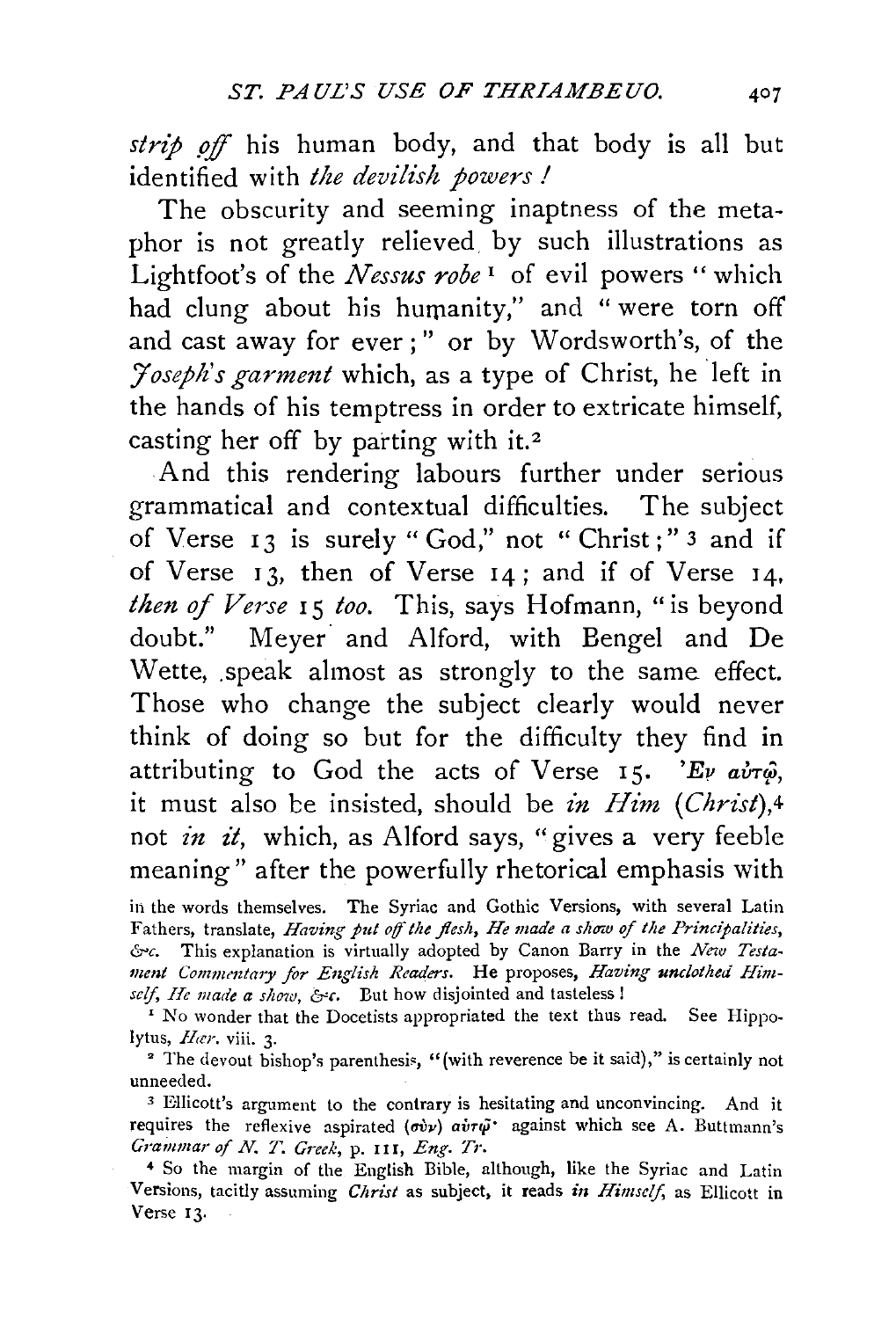*strip off* his human body, and that body is all but identified with *the devilish powers !*

The obscurity and seeming inaptness of the metaphor is not greatly relieved by such illustrations as Lightfoot's of the *Nessus robe*[1] of evil powers "which had clung about his humanity," and "were torn off and cast away for ever;" or by Wordsworth's, of the *Joseph's garment* which, as a type of Christ, he left in the hands of his temptress in order to extricate himself, casting her off by parting with it.[2]

And this rendering labours further under serious grammatical and contextual difficulties. The subject of Verse 13 is surely "God," not "Christ;"[3] and if of Verse 13, then of Verse 14; and if of Verse 14, *then of Verse* 15 *too.* This, says Hofmann, "is beyond doubt." Meyer and Alford, with Bengel and De Wette, speak almost as strongly to the same effect. Those who change the subject clearly would never think of doing so but for the difficulty they find in attributing to God the acts of Verse 15. Ἐν αὐτῷ, it must also be insisted, should be *in Him (Christ)*,[4] not *in it,* which, as Alford says, "gives a very feeble meaning" after the powerfully rhetorical emphasis with

in the words themselves. The Syriac and Gothic Versions, with several Latin Fathers, translate, *Having put off the flesh, He made a show of the Principalities, &c.* This explanation is virtually adopted by Canon Barry in the *New Testament Commentary for English Readers.* He proposes, *Having unclothed Himself, He made a show, &c.* But how disjointed and tasteless!

[1] No wonder that the Docetists appropriated the text thus read. See Hippolytus, *Hær.* viii. 3.

[2] The devout bishop's parenthesis, "(with reverence be it said)," is certainly not unneeded.

[3] Ellicott's argument to the contrary is hesitating and unconvincing. And it requires the reflexive aspirated (σὺν) αὑτῷ· against which see A. Buttmann's *Grammar of N. T. Greek,* p. 111, *Eng. Tr.*

[4] So the margin of the English Bible, although, like the Syriac and Latin Versions, tacitly assuming *Christ* as subject, it reads *in Himself,* as Ellicott in Verse 13.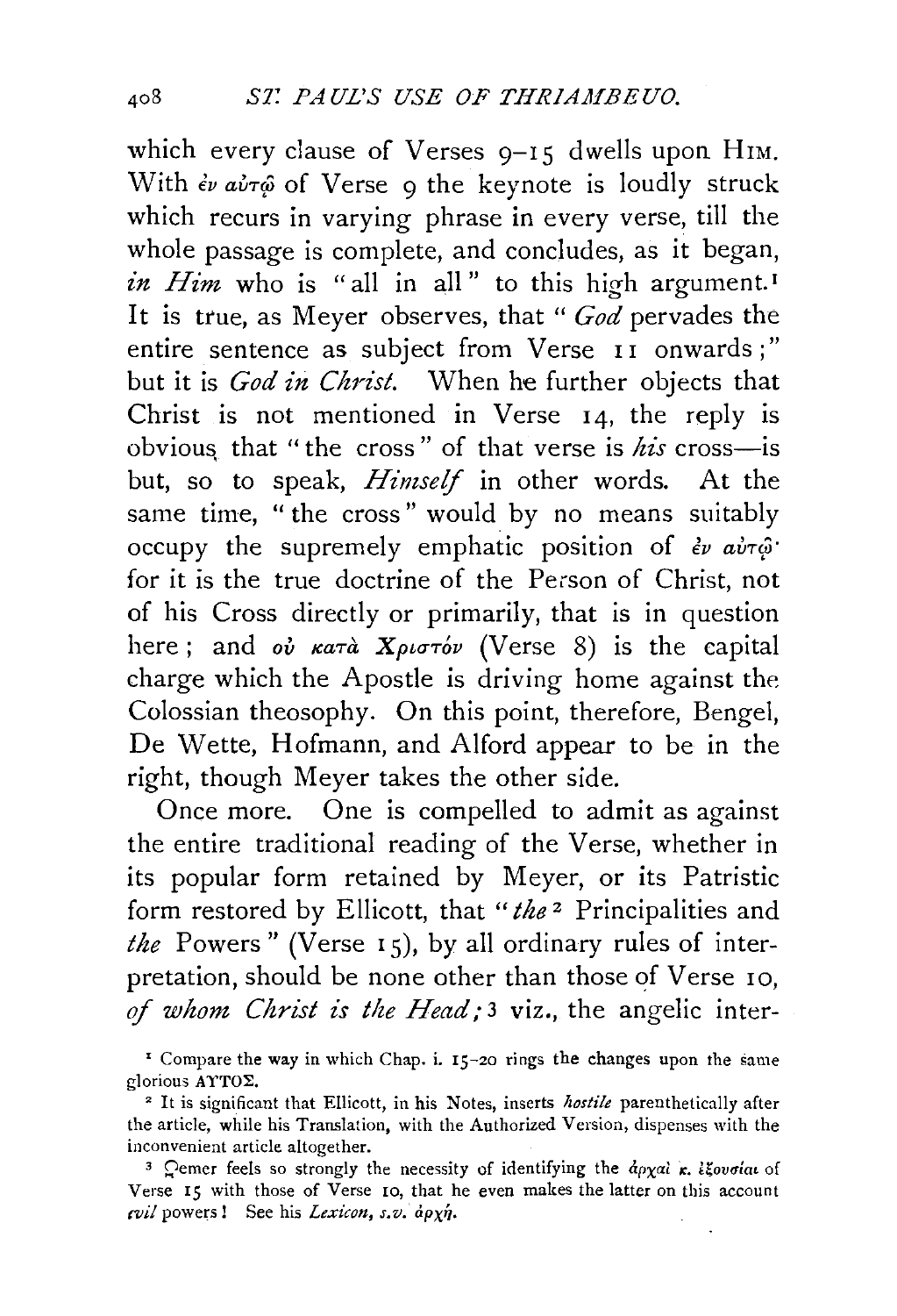which every clause of Verses 9–15 dwells upon HIM. With ἐν αὐτῷ of Verse 9 the keynote is loudly struck which recurs in varying phrase in every verse, till the whole passage is complete, and concludes, as it began, *in Him* who is "all in all" to this high argument.[1] It is true, as Meyer observes, that "*God* pervades the entire sentence as subject from Verse 11 onwards;" but it is *God in Christ*. When he further objects that Christ is not mentioned in Verse 14, the reply is obvious, that "the cross" of that verse is *his* cross—is but, so to speak, *Himself* in other words. At the same time, "the cross" would by no means suitably occupy the supremely emphatic position of ἐν αὐτῷ· for it is the true doctrine of the Person of Christ, not of his Cross directly or primarily, that is in question here; and οὐ κατὰ Χριστόν (Verse 8) is the capital charge which the Apostle is driving home against the Colossian theosophy. On this point, therefore, Bengel, De Wette, Hofmann, and Alford appear to be in the right, though Meyer takes the other side.

Once more. One is compelled to admit as against the entire traditional reading of the Verse, whether in its popular form retained by Meyer, or its Patristic form restored by Ellicott, that "*the*[2] Principalities and *the* Powers" (Verse 15), by all ordinary rules of interpretation, should be none other than those of Verse 10, *of whom Christ is the Head;*[3] viz., the angelic inter-

[1] Compare the way in which Chap. i. 15–20 rings the changes upon the same glorious ΑΥΤΟΣ.

[2] It is significant that Ellicott, in his Notes, inserts *hostile* parenthetically after the article, while his Translation, with the Authorized Version, dispenses with the inconvenient article altogether.

[3] Cremer feels so strongly the necessity of identifying the ἀρχαὶ κ. ἐξουσίαι of Verse 15 with those of Verse 10, that he even makes the latter on this account *evil* powers! See his *Lexicon, s.v.* ἀρχή.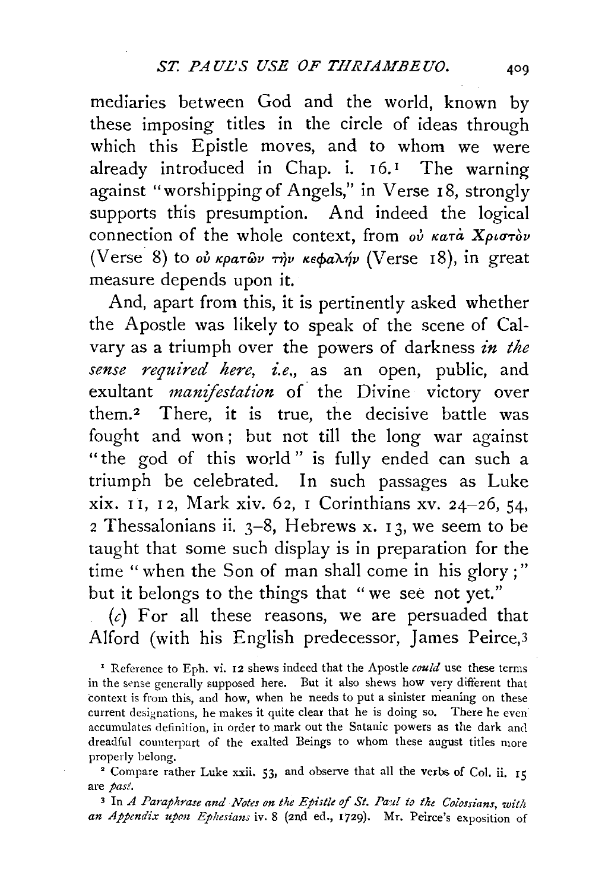mediaries between God and the world, known by these imposing titles in the circle of ideas through which this Epistle moves, and to whom we were already introduced in Chap. i. 16.[1] The warning against "worshipping of Angels," in Verse 18, strongly supports this presumption. And indeed the logical connection of the whole context, from *οὐ κατὰ Χριστὸν* (Verse 8) to *οὐ κρατῶν τὴν κεφαλήν* (Verse 18), in great measure depends upon it.

And, apart from this, it is pertinently asked whether the Apostle was likely to speak of the scene of Calvary as a triumph over the powers of darkness *in the sense required here, i.e.*, as an open, public, and exultant *manifestation* of the Divine victory over them.[2] There, it is true, the decisive battle was fought and won; but not till the long war against "the god of this world" is fully ended can such a triumph be celebrated. In such passages as Luke xix. 11, 12, Mark xiv. 62, 1 Corinthians xv. 24–26, 54, 2 Thessalonians ii. 3–8, Hebrews x. 13, we seem to be taught that some such display is in preparation for the time "when the Son of man shall come in his glory;" but it belongs to the things that "we see not yet."

(*c*) For all these reasons, we are persuaded that Alford (with his English predecessor, James Peirce,[3]

[1] Reference to Eph. vi. 12 shews indeed that the Apostle *could* use these terms in the sense generally supposed here. But it also shews how very different that context is from this, and how, when he needs to put a sinister meaning on these current designations, he makes it quite clear that he is doing so. There he even accumulates definition, in order to mark out the Satanic powers as the dark and dreadful counterpart of the exalted Beings to whom these august titles more properly belong.

[2] Compare rather Luke xxii. 53, and observe that all the verbs of Col. ii. 15 are *past*.

[3] In *A Paraphrase and Notes on the Epistle of St. Paul to the Colossians, with an Appendix upon Ephesians* iv. 8 (2nd ed., 1729). Mr. Peirce's exposition of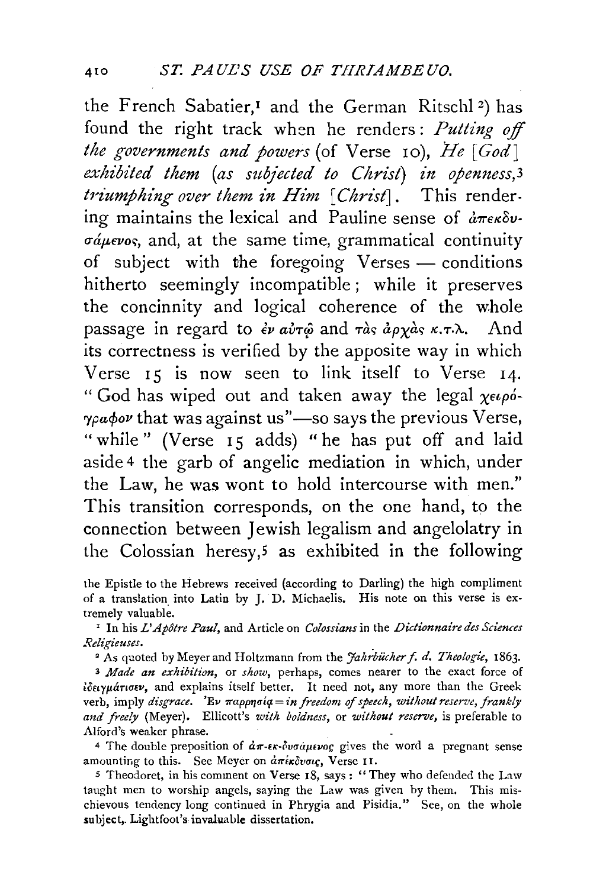the French Sabatier,[1] and the German Ritschl[2]) has found the right track when he renders: *Putting off the governments and powers* (of Verse 10), *He* [*God*] *exhibited them* (*as subjected to Christ*) *in openness*,[3] *triumphing over them in Him* [*Christ*]. This rendering maintains the lexical and Pauline sense of ἀπεκδυσάμενος, and, at the same time, grammatical continuity of subject with the foregoing Verses — conditions hitherto seemingly incompatible; while it preserves the concinnity and logical coherence of the whole passage in regard to ἐν αὐτῷ and τὰς ἀρχὰς κ.τ.λ. And its correctness is verified by the apposite way in which Verse 15 is now seen to link itself to Verse 14. "God has wiped out and taken away the legal χειρόγραφον that was against us"—so says the previous Verse, "while" (Verse 15 adds) "he has put off and laid aside[4] the garb of angelic mediation in which, under the Law, he was wont to hold intercourse with men." This transition corresponds, on the one hand, to the connection between Jewish legalism and angelolatry in the Colossian heresy,[5] as exhibited in the following

the Epistle to the Hebrews received (according to Darling) the high compliment of a translation into Latin by J. D. Michaelis. His note on this verse is extremely valuable.

[1] In his *L'Apôtre Paul*, and Article on *Colossians* in the *Dictionnaire des Sciences Religieuses*.

[2] As quoted by Meyer and Holtzmann from the *Jahrbücher f. d. Theologie*, 1863.

[3] *Made an exhibition*, or *show*, perhaps, comes nearer to the exact force of ἐδειγμάτισεν, and explains itself better. It need not, any more than the Greek verb, imply *disgrace*. Ἐν παρρησίᾳ = *in freedom of speech, without reserve, frankly and freely* (Meyer). Ellicott's *with boldness*, or *without reserve*, is preferable to Alford's weaker phrase.

[4] The double preposition of ἀπ-εκ-δυσάμενος gives the word a pregnant sense amounting to this. See Meyer on ἀπέκδυσις, Verse 11.

[5] Theodoret, in his comment on Verse 18, says: "They who defended the Law taught men to worship angels, saying the Law was given by them. This mischievous tendency long continued in Phrygia and Pisidia." See, on the whole subject, Lightfoot's invaluable dissertation.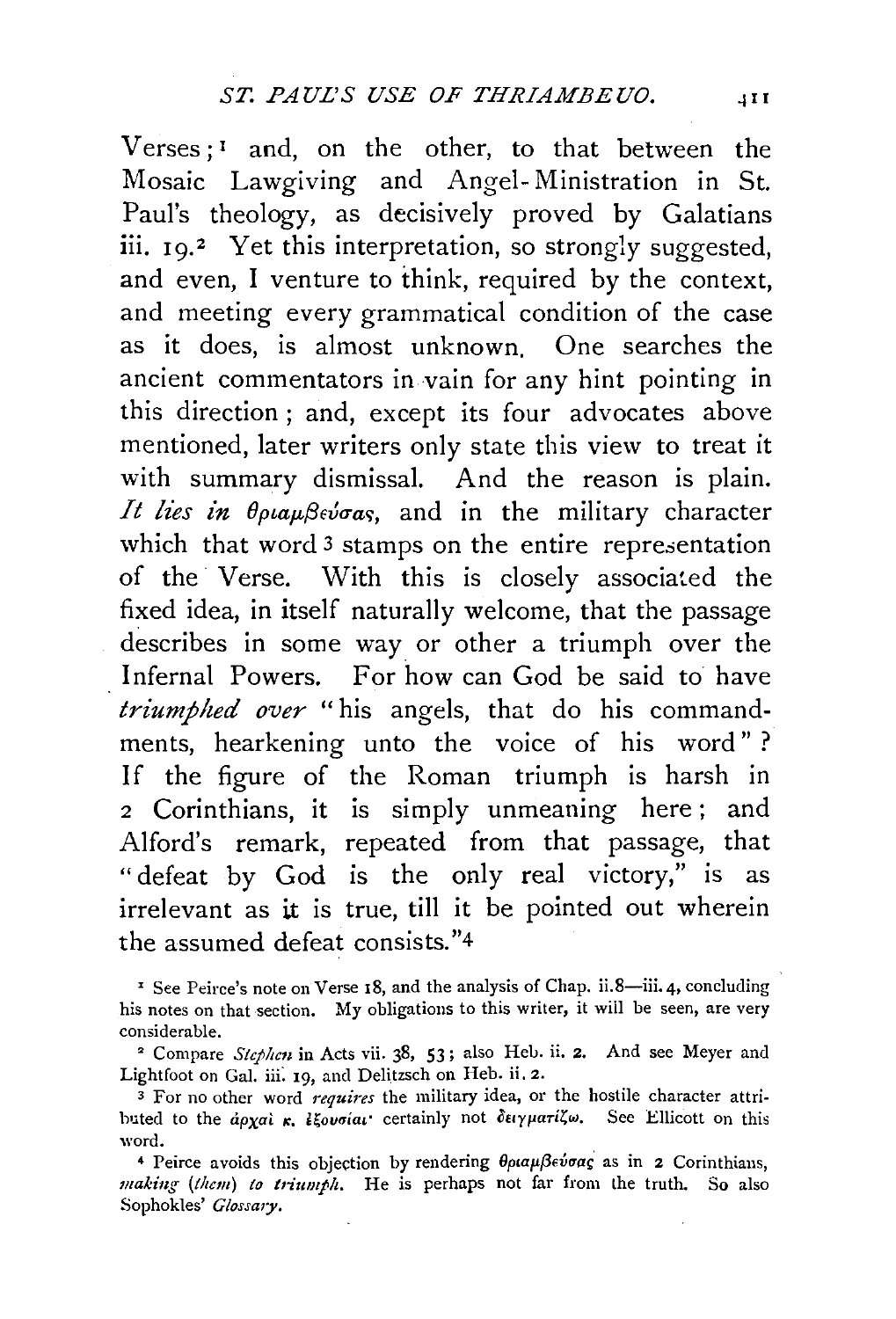Verses;[1] and, on the other, to that between the Mosaic Lawgiving and Angel-Ministration in St. Paul's theology, as decisively proved by Galatians iii. 19.[2] Yet this interpretation, so strongly suggested, and even, I venture to think, required by the context, and meeting every grammatical condition of the case as it does, is almost unknown. One searches the ancient commentators in vain for any hint pointing in this direction; and, except its four advocates above mentioned, later writers only state this view to treat it with summary dismissal. And the reason is plain. *It lies in θριαμβεύσας*, and in the military character which that word[3] stamps on the entire representation of the Verse. With this is closely associated the fixed idea, in itself naturally welcome, that the passage describes in some way or other a triumph over the Infernal Powers. For how can God be said to have *triumphed over* "his angels, that do his commandments, hearkening unto the voice of his word"? If the figure of the Roman triumph is harsh in 2 Corinthians, it is simply unmeaning here; and Alford's remark, repeated from that passage, that "defeat by God is the only real victory," is as irrelevant as it is true, till it be pointed out wherein the assumed defeat consists."[4]

---

[1] See Peirce's note on Verse 18, and the analysis of Chap. ii.8—iii. 4, concluding his notes on that section. My obligations to this writer, it will be seen, are very considerable.

[2] Compare *Stephen* in Acts vii. 38, 53; also Heb. ii. 2. And see Meyer and Lightfoot on Gal. iii. 19, and Delitzsch on Heb. ii. 2.

[3] For no other word *requires* the military idea, or the hostile character attributed to the ἀρχαὶ κ. ἐξουσίαι· certainly not δειγματίζω. See Ellicott on this word.

[4] Peirce avoids this objection by rendering θριαμβεύσας as in 2 Corinthians, *making* (*them*) *to triumph*. He is perhaps not far from the truth. So also Sophokles' *Glossary*.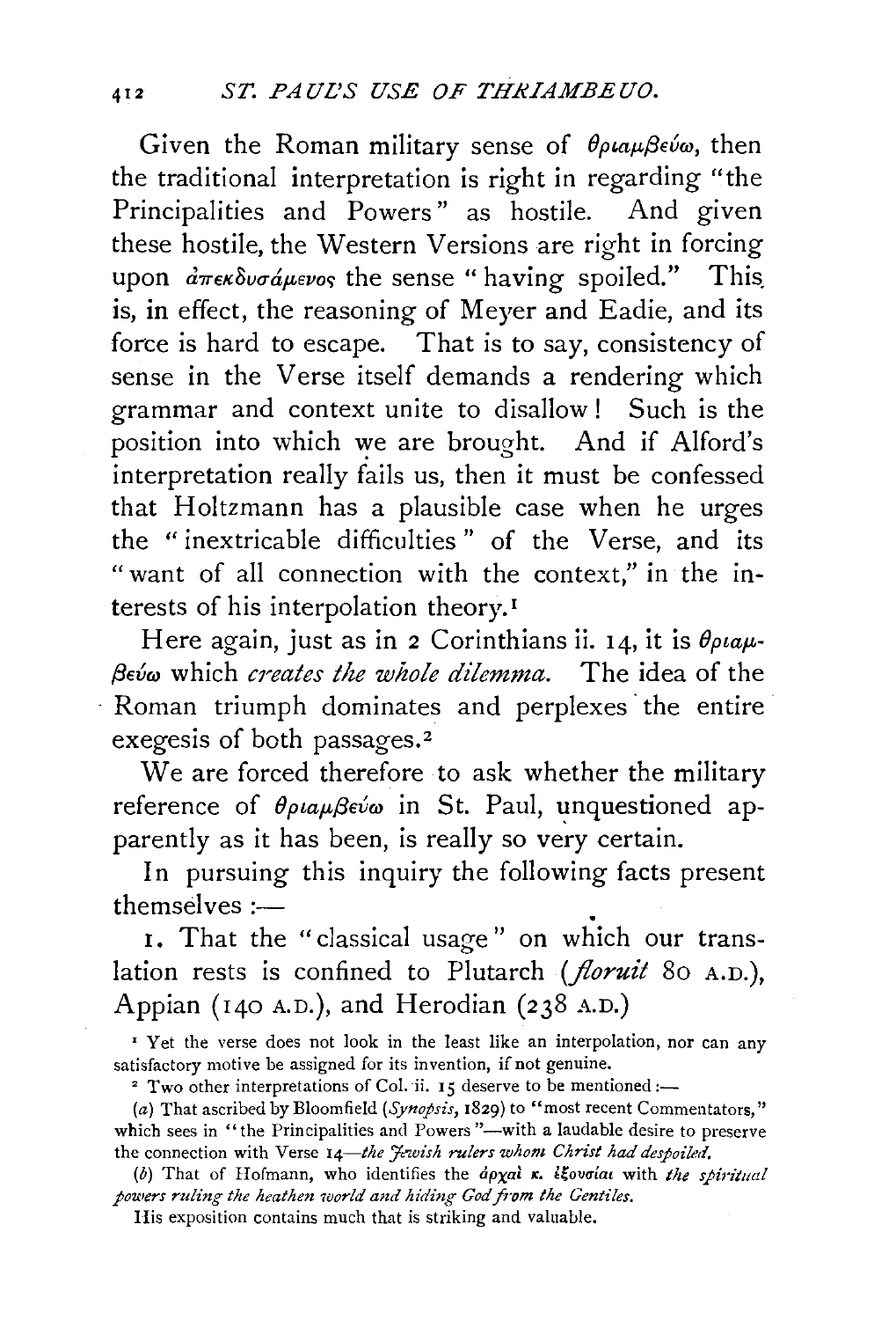Given the Roman military sense of θριαμβεύω, then the traditional interpretation is right in regarding "the Principalities and Powers" as hostile. And given these hostile, the Western Versions are right in forcing upon ἀπεκδυσάμενος the sense "having spoiled." This is, in effect, the reasoning of Meyer and Eadie, and its force is hard to escape. That is to say, consistency of sense in the Verse itself demands a rendering which grammar and context unite to disallow! Such is the position into which we are brought. And if Alford's interpretation really fails us, then it must be confessed that Holtzmann has a plausible case when he urges the "inextricable difficulties" of the Verse, and its "want of all connection with the context," in the interests of his interpolation theory.[1]

Here again, just as in 2 Corinthians ii. 14, it is θριαμβεύω which *creates the whole dilemma*. The idea of the Roman triumph dominates and perplexes the entire exegesis of both passages.[2]

We are forced therefore to ask whether the military reference of θριαμβεύω in St. Paul, unquestioned apparently as it has been, is really so very certain.

In pursuing this inquiry the following facts present themselves :—

1. That the "classical usage" on which our translation rests is confined to Plutarch (*floruit* 80 A.D.), Appian (140 A.D.), and Herodian (238 A.D.)

[1] Yet the verse does not look in the least like an interpolation, nor can any satisfactory motive be assigned for its invention, if not genuine.

[2] Two other interpretations of Col. ii. 15 deserve to be mentioned :—

(*a*) That ascribed by Bloomfield (*Synopsis*, 1829) to "most recent Commentators," which sees in "the Principalities and Powers"—with a laudable desire to preserve the connection with Verse 14—*the Jewish rulers whom Christ had despoiled.*

(*b*) That of Hofmann, who identifies the ἀρχαὶ κ. ἐξουσίαι with *the spiritual powers ruling the heathen world and hiding God from the Gentiles.*

His exposition contains much that is striking and valuable.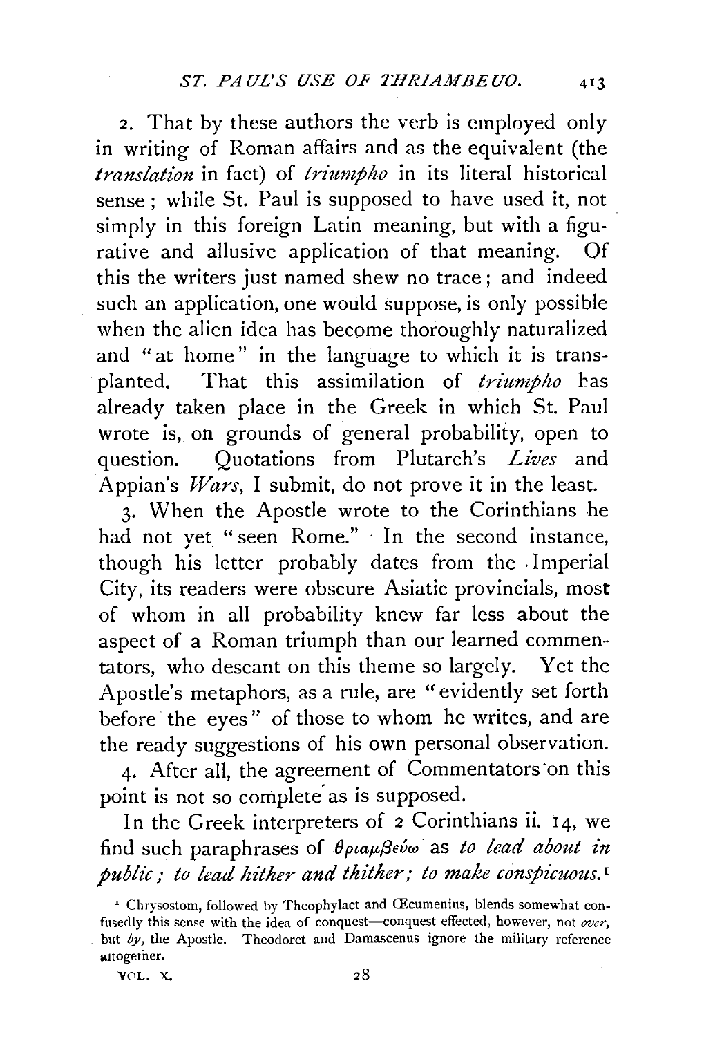2. That by these authors the verb is employed only in writing of Roman affairs and as the equivalent (the *translation* in fact) of *triumpho* in its literal historical sense; while St. Paul is supposed to have used it, not simply in this foreign Latin meaning, but with a figurative and allusive application of that meaning. Of this the writers just named shew no trace; and indeed such an application, one would suppose, is only possible when the alien idea has become thoroughly naturalized and "at home" in the language to which it is transplanted. That this assimilation of *triumpho* has already taken place in the Greek in which St. Paul wrote is, on grounds of general probability, open to question. Quotations from Plutarch's *Lives* and Appian's *Wars*, I submit, do not prove it in the least.

3. When the Apostle wrote to the Corinthians he had not yet "seen Rome." In the second instance, though his letter probably dates from the Imperial City, its readers were obscure Asiatic provincials, most of whom in all probability knew far less about the aspect of a Roman triumph than our learned commentators, who descant on this theme so largely. Yet the Apostle's metaphors, as a rule, are "evidently set forth before the eyes" of those to whom he writes, and are the ready suggestions of his own personal observation.

4. After all, the agreement of Commentators on this point is not so complete as is supposed.

In the Greek interpreters of 2 Corinthians ii. 14, we find such paraphrases of θριαμβεύω as *to lead about in public; to lead hither and thither; to make conspicuous.*[1]

[1] Chrysostom, followed by Theophylact and Œcumenius, blends somewhat confusedly this sense with the idea of conquest—conquest effected, however, not *over*, but *by*, the Apostle. Theodoret and Damascenus ignore the military reference altogether.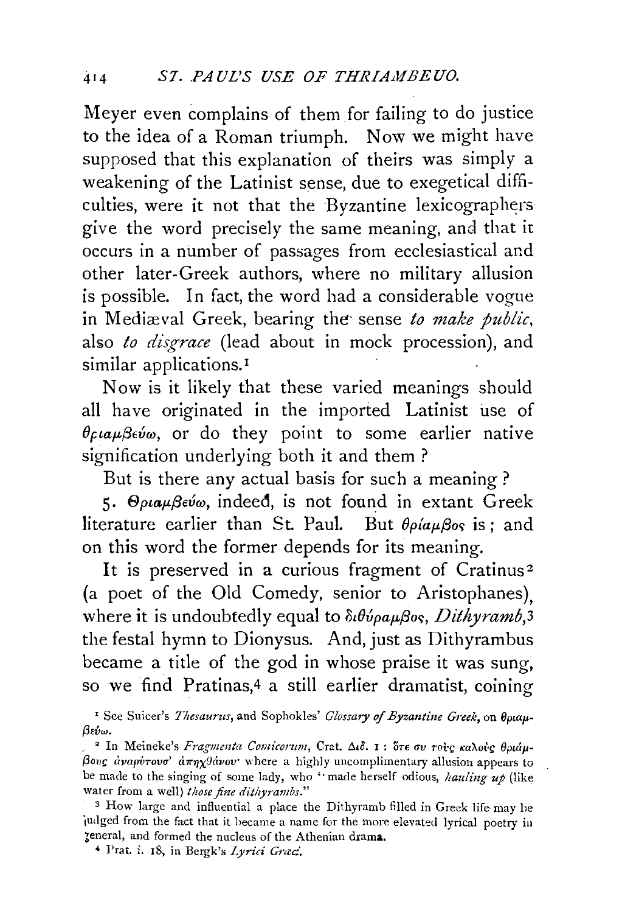Meyer even complains of them for failing to do justice to the idea of a Roman triumph. Now we might have supposed that this explanation of theirs was simply a weakening of the Latinist sense, due to exegetical difficulties, were it not that the Byzantine lexicographers give the word precisely the same meaning, and that it occurs in a number of passages from ecclesiastical and other later-Greek authors, where no military allusion is possible. In fact, the word had a considerable vogue in Mediæval Greek, bearing the sense *to make public*, also *to disgrace* (lead about in mock procession), and similar applications.[1]

Now is it likely that these varied meanings should all have originated in the imported Latinist use of θριαμβεύω, or do they point to some earlier native signification underlying both it and them?

But is there any actual basis for such a meaning?

5. Θριαμβεύω, indeed, is not found in extant Greek literature earlier than St. Paul. But θρίαμβος is; and on this word the former depends for its meaning.

It is preserved in a curious fragment of Cratinus[2] (a poet of the Old Comedy, senior to Aristophanes), where it is undoubtedly equal to διθύραμβος, *Dithyramb*,[3] the festal hymn to Dionysus. And, just as Dithyrambus became a title of the god in whose praise it was sung, so we find Pratinas,[4] a still earlier dramatist, coining

---

[1] See Suicer's *Thesaurus*, and Sophokles' *Glossary of Byzantine Greek*, on θριαμβεύω.

[2] In Meineke's *Fragmenta Comicorum*, Crat. Διδ. 1: ὅτε συ τοὺς καλοὺς θριάμβους ἀναρύτουσ' ἀπηχθάνου· where a highly uncomplimentary allusion appears to be made to the singing of some lady, who "made herself odious, *hauling up* (like water from a well) *those fine dithyrambs*."

[3] How large and influential a place the Dithyramb filled in Greek life may be judged from the fact that it became a name for the more elevated lyrical poetry in general, and formed the nucleus of the Athenian drama.

[4] Prat. i. 18, in Bergk's *Lyrici Græci*.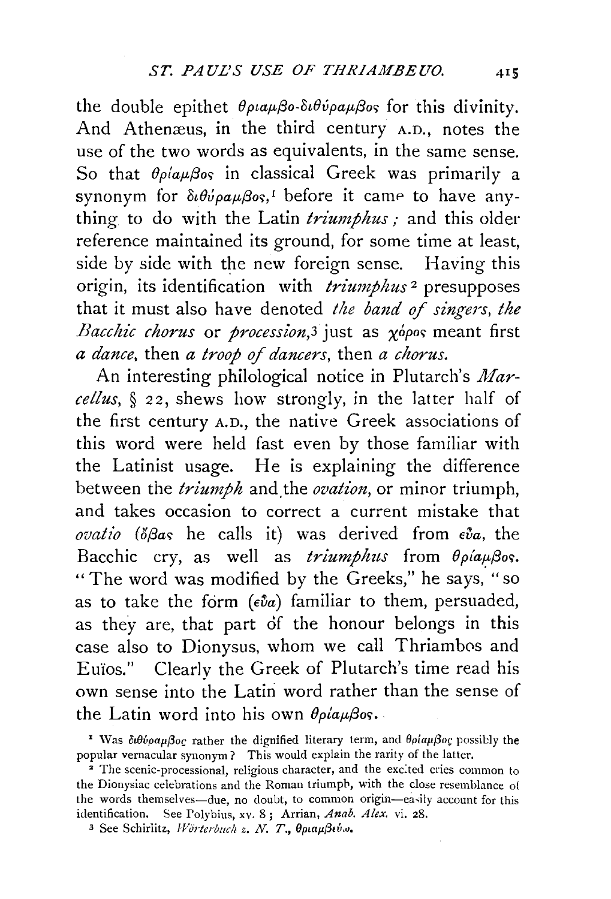the double epithet θριαμβο-διθύραμβος for this divinity. And Athenæus, in the third century A.D., notes the use of the two words as equivalents, in the same sense. So that θρίαμβος in classical Greek was primarily a synonym for διθύραμβος,[1] before it came to have anything to do with the Latin *triumphus*; and this older reference maintained its ground, for some time at least, side by side with the new foreign sense. Having this origin, its identification with *triumphus*[2] presupposes that it must also have denoted *the band of singers, the Bacchic chorus* or *procession*,[3] just as χόρος meant first *a dance*, then *a troop of dancers*, then *a chorus*.

An interesting philological notice in Plutarch's *Marcellus*, § 22, shews how strongly, in the latter half of the first century A.D., the native Greek associations of this word were held fast even by those familiar with the Latinist usage. He is explaining the difference between the *triumph* and the *ovation*, or minor triumph, and takes occasion to correct a current mistake that *ovatio* (ὄβας he calls it) was derived from εὖα, the Bacchic cry, as well as *triumphus* from θρίαμβος. "The word was modified by the Greeks," he says, "so as to take the form (εὖα) familiar to them, persuaded, as they are, that part of the honour belongs in this case also to Dionysus, whom we call Thriambos and Euïos." Clearly the Greek of Plutarch's time read his own sense into the Latin word rather than the sense of the Latin word into his own θρίαμβος.

[1] Was διθύραμβος rather the dignified literary term, and θρίαμβος possibly the popular vernacular synonym? This would explain the rarity of the latter.

[2] The scenic-processional, religious character, and the excited cries common to the Dionysiac celebrations and the Roman triumph, with the close resemblance of the words themselves—due, no doubt, to common origin—easily account for this identification. See Polybius, xv. 8; Arrian, *Anab. Alex.* vi. 28.

[3] See Schirlitz, *Wörterbuch z. N. T.*, θριαμβεύω.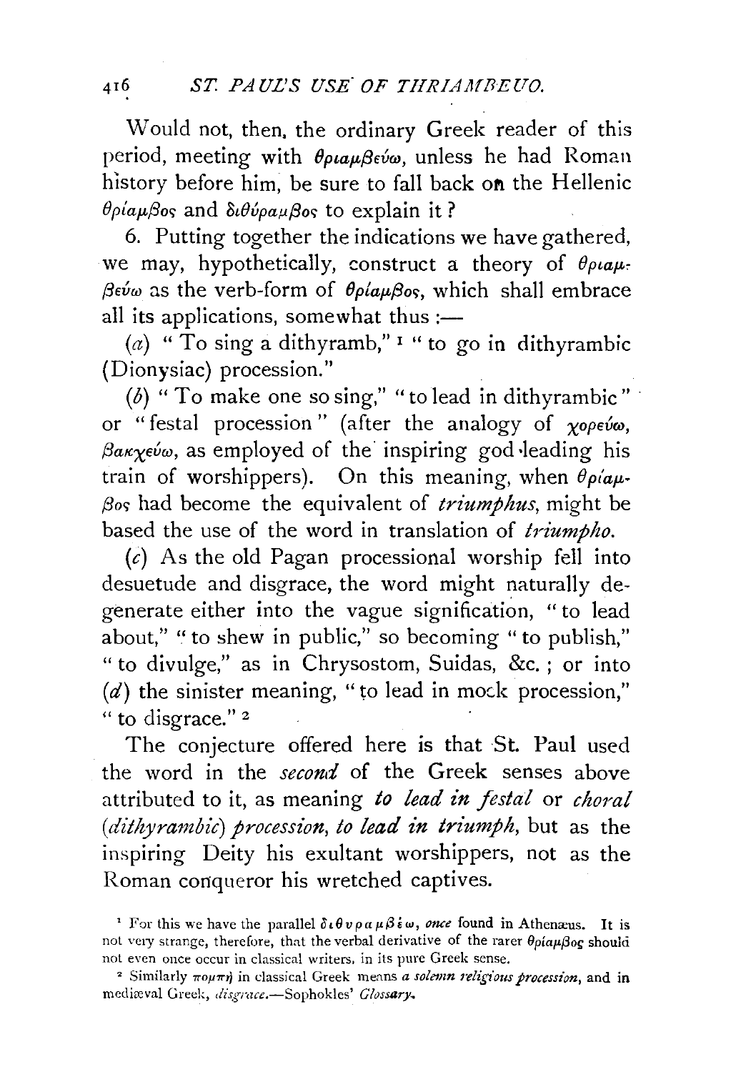Would not, then, the ordinary Greek reader of this period, meeting with θριαμβεύω, unless he had Roman history before him, be sure to fall back on the Hellenic θρίαμβος and διθύραμβος to explain it?

6. Putting together the indications we have gathered, we may, hypothetically, construct a theory of θριαμβεύω as the verb-form of θρίαμβος, which shall embrace all its applications, somewhat thus :—

(*a*) "To sing a dithyramb,"[1] "to go in dithyrambic (Dionysiac) procession."

(*b*) "To make one so sing," "to lead in dithyrambic" or "festal procession" (after the analogy of χορεύω, βακχεύω, as employed of the inspiring god leading his train of worshippers). On this meaning, when θρίαμβος had become the equivalent of *triumphus*, might be based the use of the word in translation of *triumpho*.

(*c*) As the old Pagan processional worship fell into desuetude and disgrace, the word might naturally degenerate either into the vague signification, "to lead about," "to shew in public," so becoming "to publish," "to divulge," as in Chrysostom, Suidas, &c.; or into (*d*) the sinister meaning, "to lead in mock procession," "to disgrace."[2]

The conjecture offered here is that St. Paul used the word in the *second* of the Greek senses above attributed to it, as meaning *to lead in festal* or *choral (dithyrambic) procession, to lead in triumph,* but as the inspiring Deity his exultant worshippers, not as the Roman conqueror his wretched captives.

---

[1] For this we have the parallel διθυραμβέω, *once* found in Athenæus. It is not very strange, therefore, that the verbal derivative of the rarer θρίαμβος should not even once occur in classical writers, in its pure Greek sense.

[2] Similarly πομπή in classical Greek means *a solemn religious procession*, and in mediæval Greek, *disgrace*.—Sophokles' *Glossary*.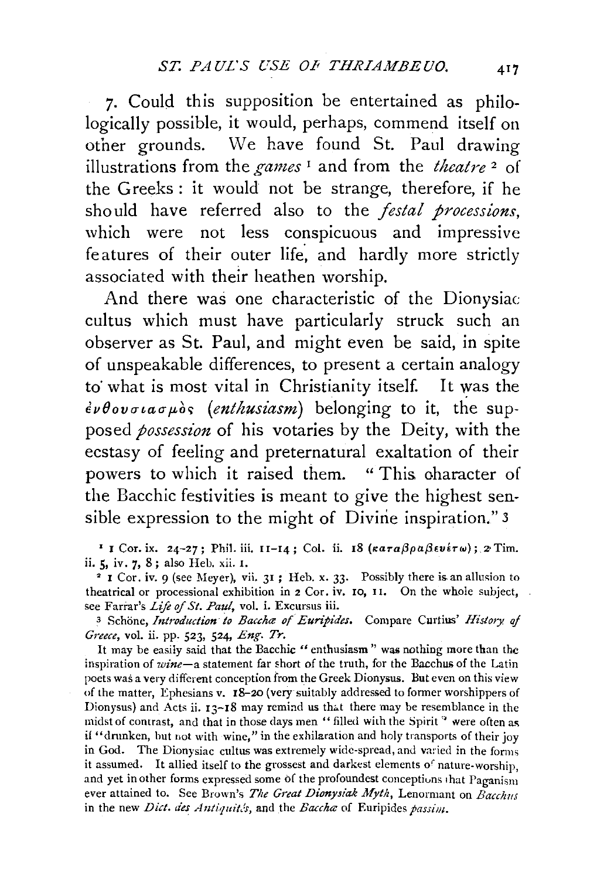7. Could this supposition be entertained as philologically possible, it would, perhaps, commend itself on other grounds. We have found St. Paul drawing illustrations from the *games* [1] and from the *theatre* [2] of the Greeks: it would not be strange, therefore, if he should have referred also to the *festal processions*, which were not less conspicuous and impressive features of their outer life, and hardly more strictly associated with their heathen worship.

And there was one characteristic of the Dionysiac cultus which must have particularly struck such an observer as St. Paul, and might even be said, in spite of unspeakable differences, to present a certain analogy to what is most vital in Christianity itself. It was the ἐνθουσιασμὸς (*enthusiasm*) belonging to it, the supposed *possession* of his votaries by the Deity, with the ecstasy of feeling and preternatural exaltation of their powers to which it raised them. "This character of the Bacchic festivities is meant to give the highest sensible expression to the might of Divine inspiration." [3]

[1] 1 Cor. ix. 24-27; Phil. iii. 11-14; Col. ii. 18 (καταβραβευέτω); 2 Tim. ii. 5, iv. 7, 8; also Heb. xii. 1.

[2] 1 Cor. iv. 9 (see Meyer), vii. 31; Heb. x. 33. Possibly there is an allusion to theatrical or processional exhibition in 2 Cor. iv. 10, 11. On the whole subject, see Farrar's *Life of St. Paul*, vol. i. Excursus iii.

[3] Schöne, *Introduction to Bacchæ of Euripides*. Compare Curtius' *History of Greece*, vol. ii. pp. 523, 524, *Eng. Tr.*

It may be easily said that the Bacchic "enthusiasm" was nothing more than the inspiration of *wine*—a statement far short of the truth, for the Bacchus of the Latin poets was a very different conception from the Greek Dionysus. But even on this view of the matter, Ephesians v. 18-20 (very suitably addressed to former worshippers of Dionysus) and Acts ii. 13-18 may remind us that there may be resemblance in the midst of contrast, and that in those days men "filled with the Spirit" were often as if "drunken, but not with wine," in the exhilaration and holy transports of their joy in God. The Dionysiac cultus was extremely wide-spread, and varied in the forms it assumed. It allied itself to the grossest and darkest elements of nature-worship, and yet in other forms expressed some of the profoundest conceptions that Paganism ever attained to. See Brown's *The Great Dionysiak Myth*, Lenormant on *Bacchus* in the new *Dict. des Antiquités*, and the *Bacchæ* of Euripides *passim*.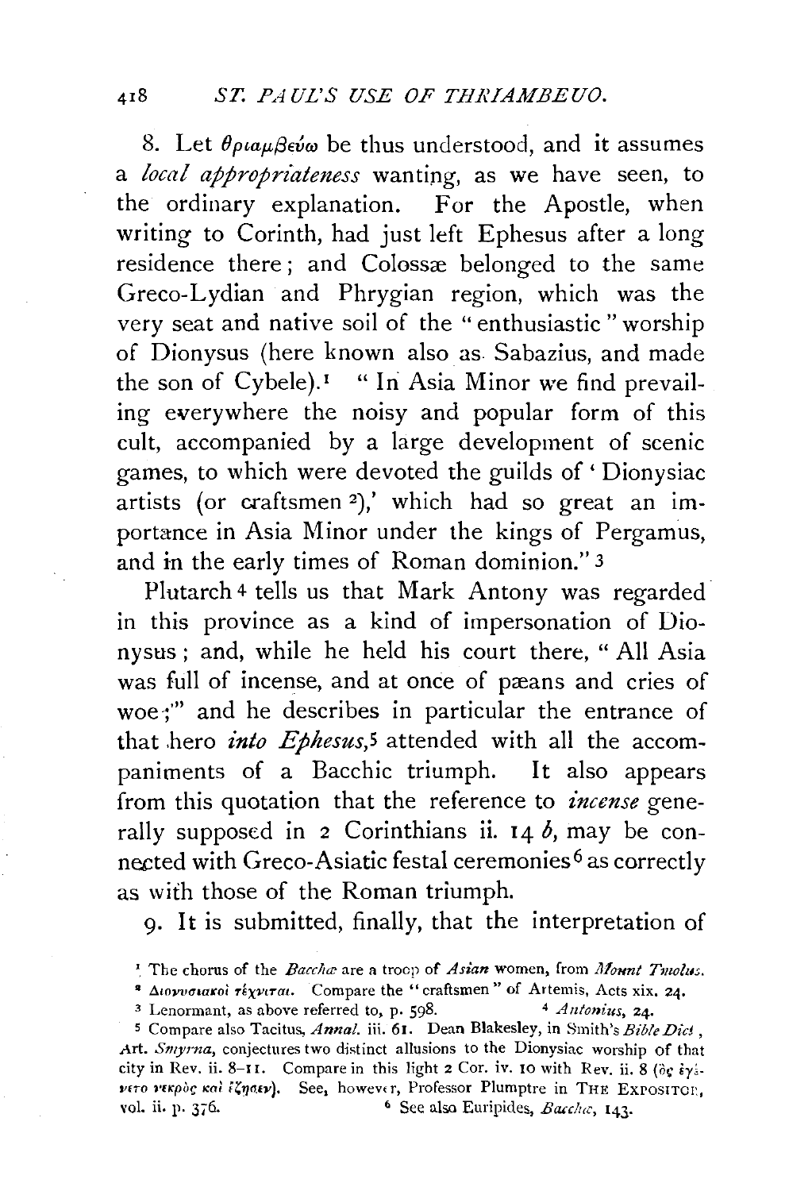8. Let θριαμβεύω be thus understood, and it assumes a *local appropriateness* wanting, as we have seen, to the ordinary explanation. For the Apostle, when writing to Corinth, had just left Ephesus after a long residence there; and Colossæ belonged to the same Greco-Lydian and Phrygian region, which was the very seat and native soil of the "enthusiastic" worship of Dionysus (here known also as Sabazius, and made the son of Cybele).[1] "In Asia Minor we find prevailing everywhere the noisy and popular form of this cult, accompanied by a large development of scenic games, to which were devoted the guilds of 'Dionysiac artists (or craftsmen [2]),' which had so great an importance in Asia Minor under the kings of Pergamus, and in the early times of Roman dominion." [3]

Plutarch [4] tells us that Mark Antony was regarded in this province as a kind of impersonation of Dionysus; and, while he held his court there, "All Asia was full of incense, and at once of pæans and cries of woe;" and he describes in particular the entrance of that hero *into Ephesus*,[5] attended with all the accompaniments of a Bacchic triumph. It also appears from this quotation that the reference to *incense* generally supposed in 2 Corinthians ii. 14 *b*, may be connected with Greco-Asiatic festal ceremonies [6] as correctly as with those of the Roman triumph.

9. It is submitted, finally, that the interpretation of

---

[1] The chorus of the *Bacchæ* are a troop of *Asian* women, from *Mount Tmolus*.

[2] Διονυσιακοὶ τέχνιται. Compare the "craftsmen" of Artemis, Acts xix. 24.

[3] Lenormant, as above referred to, p. 598.

[4] *Antonius*, 24.

[5] Compare also Tacitus, *Annal.* iii. 61. Dean Blakesley, in Smith's *Bible Dict.*, Art. *Smyrna*, conjectures two distinct allusions to the Dionysiac worship of that city in Rev. ii. 8–11. Compare in this light 2 Cor. iv. 10 with Rev. ii. 8 (ὃς ἐγένετο νεκρὸς καὶ ἔζησεν). See, however, Professor Plumptre in THE EXPOSITOR, vol. ii. p. 376.

[6] See also Euripides, *Bacchæ*, 143.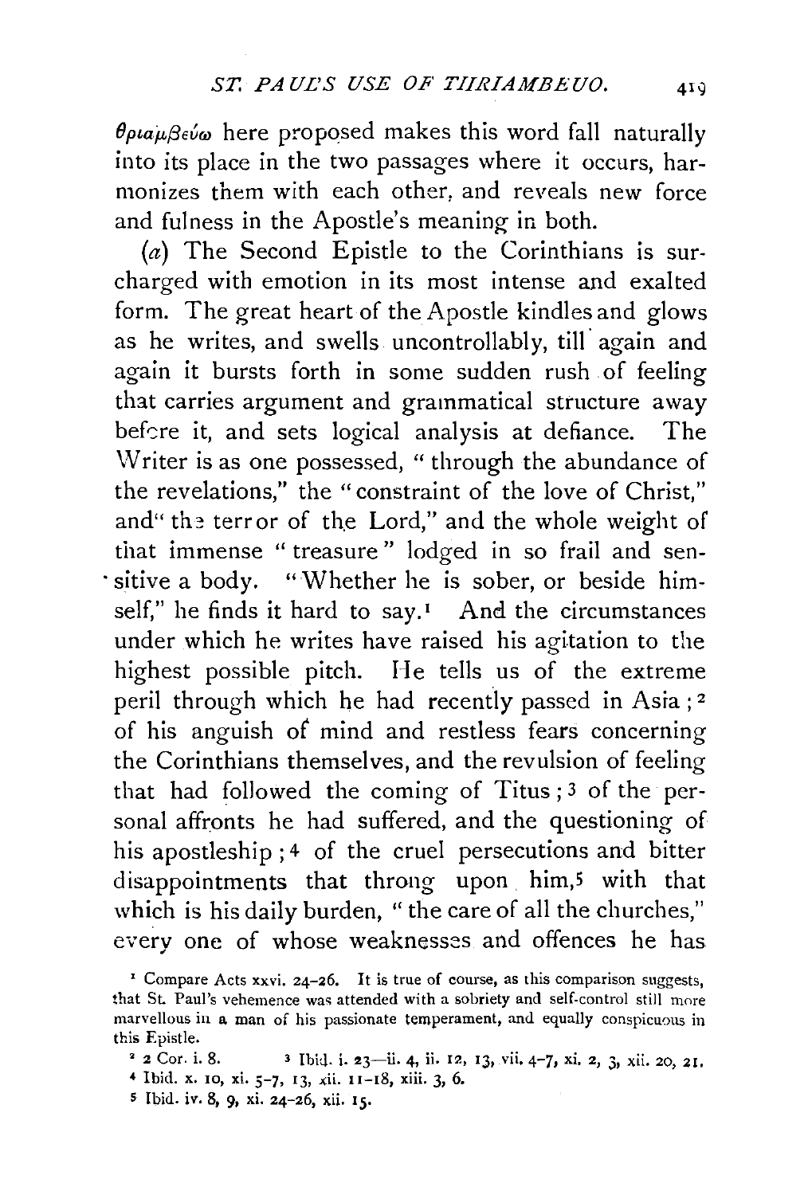θριαμβεύω here proposed makes this word fall naturally into its place in the two passages where it occurs, harmonizes them with each other, and reveals new force and fulness in the Apostle's meaning in both.

(*a*) The Second Epistle to the Corinthians is surcharged with emotion in its most intense and exalted form. The great heart of the Apostle kindles and glows as he writes, and swells uncontrollably, till again and again it bursts forth in some sudden rush of feeling that carries argument and grammatical structure away before it, and sets logical analysis at defiance. The Writer is as one possessed, "through the abundance of the revelations," the "constraint of the love of Christ," and "the terror of the Lord," and the whole weight of that immense "treasure" lodged in so frail and sensitive a body. "Whether he is sober, or beside himself," he finds it hard to say.[1] And the circumstances under which he writes have raised his agitation to the highest possible pitch. He tells us of the extreme peril through which he had recently passed in Asia;[2] of his anguish of mind and restless fears concerning the Corinthians themselves, and the revulsion of feeling that had followed the coming of Titus;[3] of the personal affronts he had suffered, and the questioning of his apostleship;[4] of the cruel persecutions and bitter disappointments that throng upon him,[5] with that which is his daily burden, "the care of all the churches," every one of whose weaknesses and offences he has

[1] Compare Acts xxvi. 24-26. It is true of course, as this comparison suggests, that St. Paul's vehemence was attended with a sobriety and self-control still more marvellous in a man of his passionate temperament, and equally conspicuous in this Epistle.

[2] 2 Cor. i. 8.

[3] Ibid. i. 23—ii. 4, ii. 12, 13, vii. 4-7, xi. 2, 3, xii. 20, 21.

[4] Ibid. x. 10, xi. 5-7, 13, xii. 11-18, xiii. 3, 6.

[5] Ibid. iv. 8, 9, xi. 24-26, xii. 15.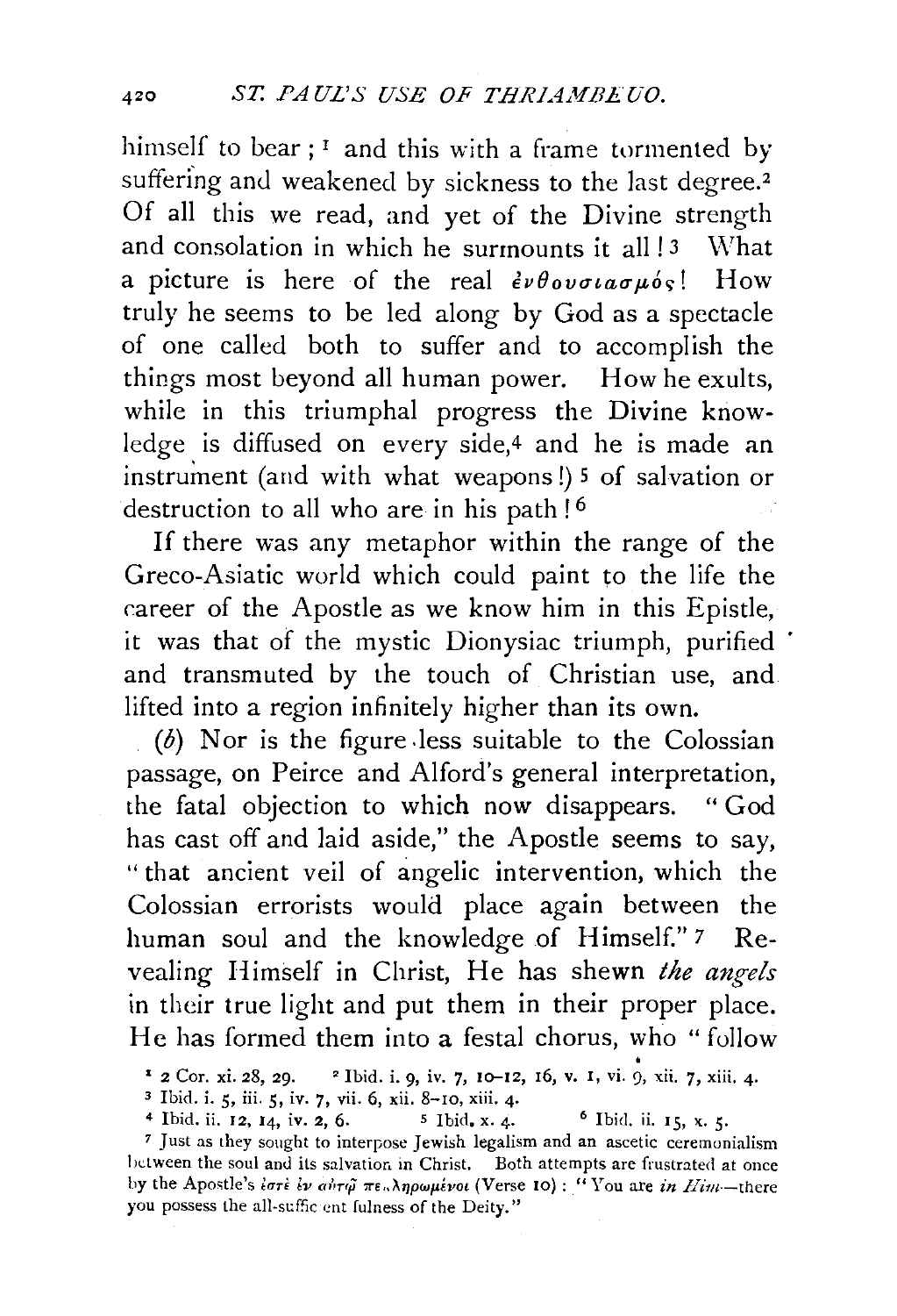himself to bear;[1] and this with a frame tormented by suffering and weakened by sickness to the last degree.[2] Of all this we read, and yet of the Divine strength and consolation in which he surmounts it all![3] What a picture is here of the real ἐνθουσιασμός! How truly he seems to be led along by God as a spectacle of one called both to suffer and to accomplish the things most beyond all human power. How he exults, while in this triumphal progress the Divine knowledge is diffused on every side,[4] and he is made an instrument (and with what weapons!)[5] of salvation or destruction to all who are in his path![6]

If there was any metaphor within the range of the Greco-Asiatic world which could paint to the life the career of the Apostle as we know him in this Epistle, it was that of the mystic Dionysiac triumph, purified and transmuted by the touch of Christian use, and lifted into a region infinitely higher than its own.

(*b*) Nor is the figure less suitable to the Colossian passage, on Peirce and Alford's general interpretation, the fatal objection to which now disappears. "God has cast off and laid aside," the Apostle seems to say, "that ancient veil of angelic intervention, which the Colossian errorists would place again between the human soul and the knowledge of Himself."[7] Revealing Himself in Christ, He has shewn *the angels* in their true light and put them in their proper place. He has formed them into a festal chorus, who "follow

[1] 2 Cor. xi. 28, 29. [2] Ibid. i. 9, iv. 7, 10–12, 16, v. 1, vi. 9, xii. 7, xiii. 4.

[3] Ibid. i. 5, iii. 5, iv. 7, vii. 6, xii. 8–10, xiii. 4.

[4] Ibid. ii. 12, 14, iv. 2, 6. [5] Ibid. x. 4. [6] Ibid. ii. 15, x. 5.

[7] Just as they sought to interpose Jewish legalism and an ascetic ceremonialism between the soul and its salvation in Christ. Both attempts are frustrated at once by the Apostle's ἐστὲ ἐν αὐτῷ πεπληρωμένοι (Verse 10): "You are *in Him*—there you possess the all-sufficient fulness of the Deity."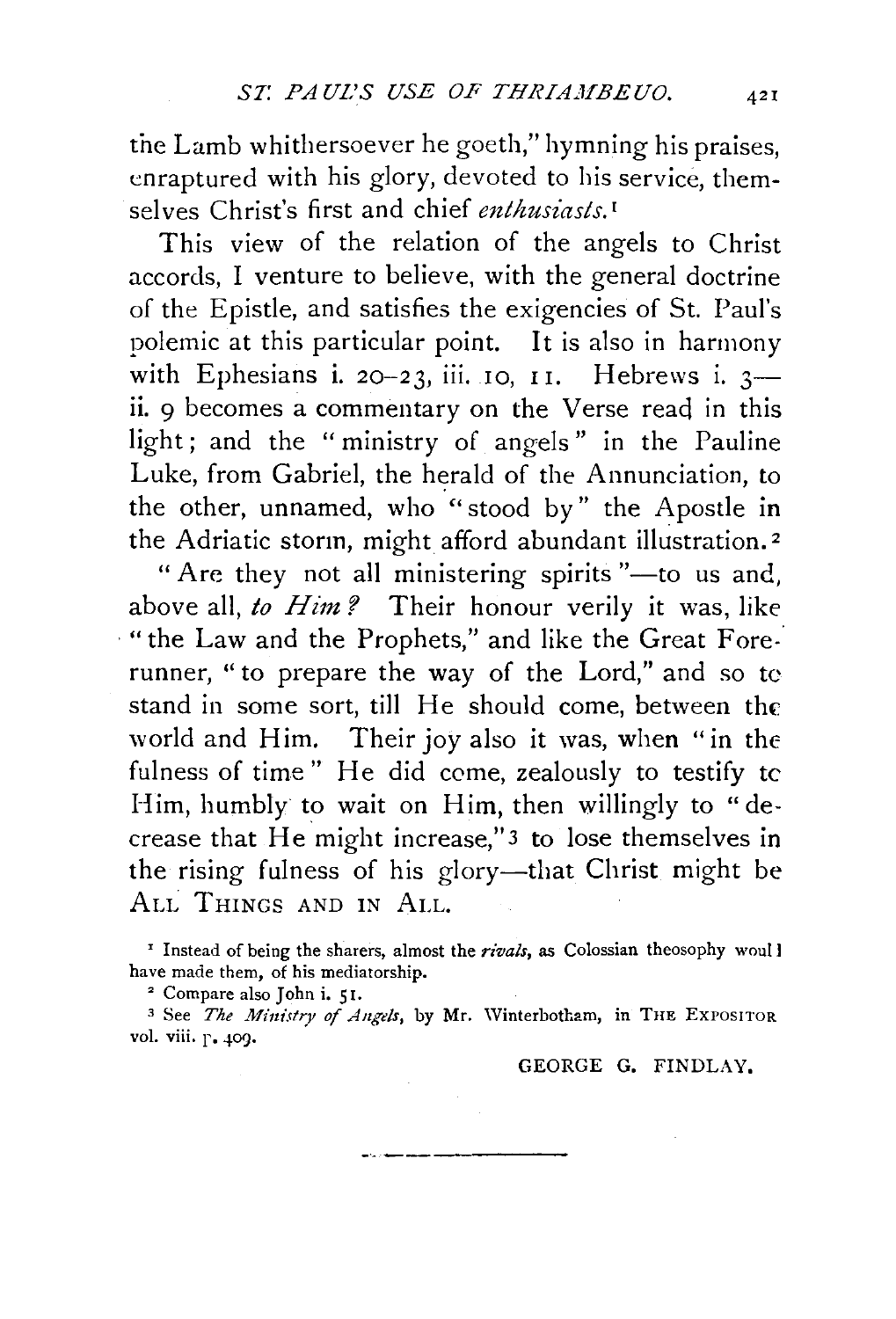the Lamb whithersoever he goeth," hymning his praises, enraptured with his glory, devoted to his service, themselves Christ's first and chief *enthusiasts*.[1]

This view of the relation of the angels to Christ accords, I venture to believe, with the general doctrine of the Epistle, and satisfies the exigencies of St. Paul's polemic at this particular point. It is also in harmony with Ephesians i. 20–23, iii. 10, 11. Hebrews i. 3—ii. 9 becomes a commentary on the Verse read in this light; and the "ministry of angels" in the Pauline Luke, from Gabriel, the herald of the Annunciation, to the other, unnamed, who "stood by" the Apostle in the Adriatic storm, might afford abundant illustration.[2]

"Are they not all ministering spirits"—to us and, above all, *to Him?* Their honour verily it was, like "the Law and the Prophets," and like the Great Forerunner, "to prepare the way of the Lord," and so to stand in some sort, till He should come, between the world and Him. Their joy also it was, when "in the fulness of time" He did come, zealously to testify to Him, humbly to wait on Him, then willingly to "decrease that He might increase,"[3] to lose themselves in the rising fulness of his glory—that Christ might be ALL THINGS AND IN ALL.

[1] Instead of being the sharers, almost the *rivals*, as Colossian theosophy would have made them, of his mediatorship.

[2] Compare also John i. 51.

[3] See *The Ministry of Angels*, by Mr. Winterbotham, in THE EXPOSITOR vol. viii. p. 409.

GEORGE G. FINDLAY.